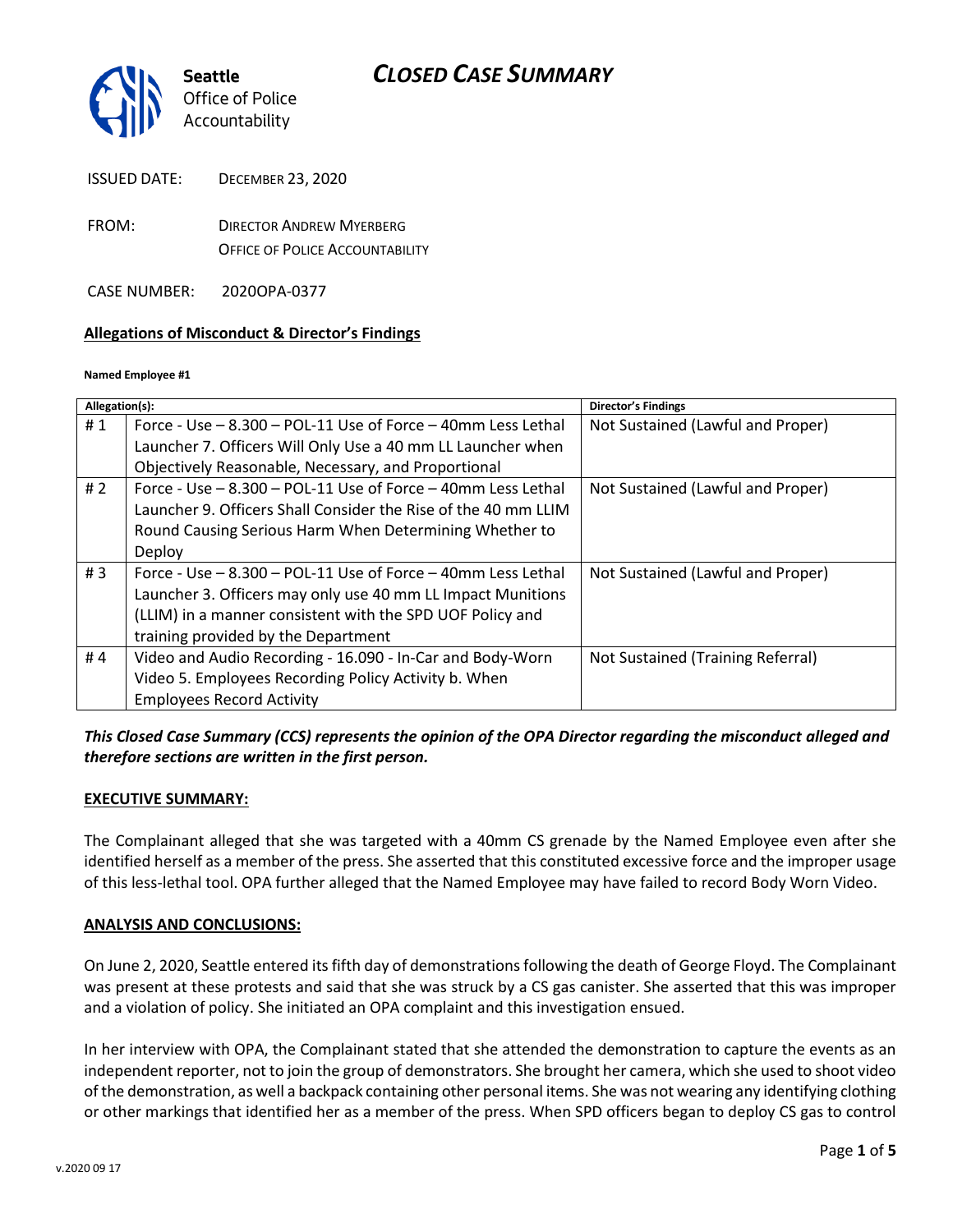# CLOSED CASE SUMMARY

Seattle Office of Police Accountability

ISSUED DATE: DECEMBER 23, 2020

FROM: DIRECTOR ANDREW MYERBERG
OFFICE OF POLICE ACCOUNTABILITY

CASE NUMBER: 2020OPA-0377

**Allegations of Misconduct & Director's Findings**

**Named Employee #1**

| Allegation(s): | | Director's Findings |
|---|---|---|
| # 1 | Force - Use – 8.300 – POL-11 Use of Force – 40mm Less Lethal Launcher 7. Officers Will Only Use a 40 mm LL Launcher when Objectively Reasonable, Necessary, and Proportional | Not Sustained (Lawful and Proper) |
| # 2 | Force - Use – 8.300 – POL-11 Use of Force – 40mm Less Lethal Launcher 9. Officers Shall Consider the Rise of the 40 mm LLIM Round Causing Serious Harm When Determining Whether to Deploy | Not Sustained (Lawful and Proper) |
| # 3 | Force - Use – 8.300 – POL-11 Use of Force – 40mm Less Lethal Launcher 3. Officers may only use 40 mm LL Impact Munitions (LLIM) in a manner consistent with the SPD UOF Policy and training provided by the Department | Not Sustained (Lawful and Proper) |
| # 4 | Video and Audio Recording - 16.090 - In-Car and Body-Worn Video 5. Employees Recording Policy Activity b. When Employees Record Activity | Not Sustained (Training Referral) |

***This Closed Case Summary (CCS) represents the opinion of the OPA Director regarding the misconduct alleged and therefore sections are written in the first person.***

**EXECUTIVE SUMMARY:**

The Complainant alleged that she was targeted with a 40mm CS grenade by the Named Employee even after she identified herself as a member of the press. She asserted that this constituted excessive force and the improper usage of this less-lethal tool. OPA further alleged that the Named Employee may have failed to record Body Worn Video.

**ANALYSIS AND CONCLUSIONS:**

On June 2, 2020, Seattle entered its fifth day of demonstrations following the death of George Floyd. The Complainant was present at these protests and said that she was struck by a CS gas canister. She asserted that this was improper and a violation of policy. She initiated an OPA complaint and this investigation ensued.

In her interview with OPA, the Complainant stated that she attended the demonstration to capture the events as an independent reporter, not to join the group of demonstrators. She brought her camera, which she used to shoot video of the demonstration, as well a backpack containing other personal items. She was not wearing any identifying clothing or other markings that identified her as a member of the press. When SPD officers began to deploy CS gas to control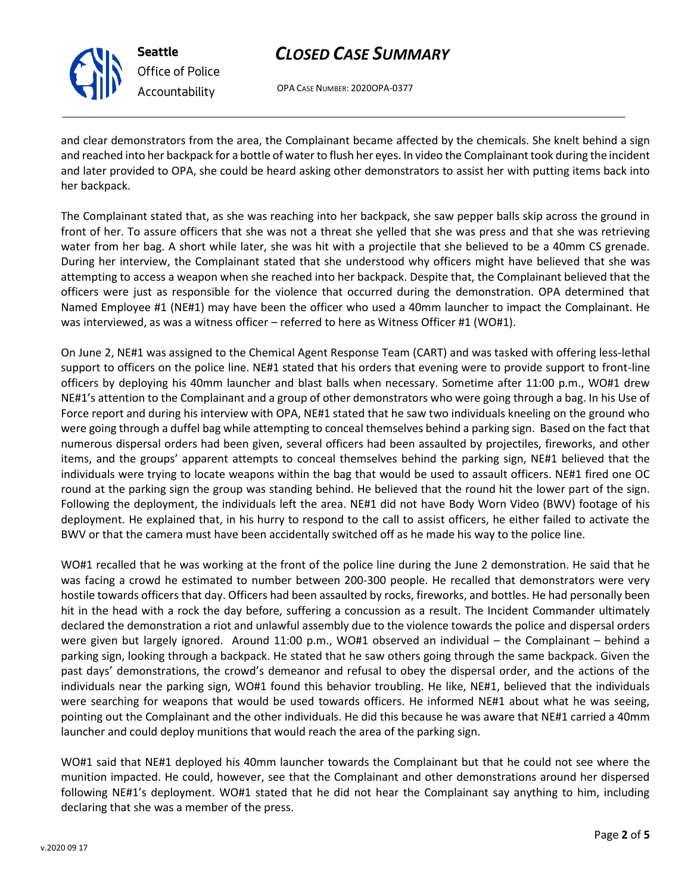and clear demonstrators from the area, the Complainant became affected by the chemicals. She knelt behind a sign and reached into her backpack for a bottle of water to flush her eyes. In video the Complainant took during the incident and later provided to OPA, she could be heard asking other demonstrators to assist her with putting items back into her backpack.

The Complainant stated that, as she was reaching into her backpack, she saw pepper balls skip across the ground in front of her. To assure officers that she was not a threat she yelled that she was press and that she was retrieving water from her bag. A short while later, she was hit with a projectile that she believed to be a 40mm CS grenade. During her interview, the Complainant stated that she understood why officers might have believed that she was attempting to access a weapon when she reached into her backpack. Despite that, the Complainant believed that the officers were just as responsible for the violence that occurred during the demonstration. OPA determined that Named Employee #1 (NE#1) may have been the officer who used a 40mm launcher to impact the Complainant. He was interviewed, as was a witness officer – referred to here as Witness Officer #1 (WO#1).

On June 2, NE#1 was assigned to the Chemical Agent Response Team (CART) and was tasked with offering less-lethal support to officers on the police line. NE#1 stated that his orders that evening were to provide support to front-line officers by deploying his 40mm launcher and blast balls when necessary. Sometime after 11:00 p.m., WO#1 drew NE#1's attention to the Complainant and a group of other demonstrators who were going through a bag. In his Use of Force report and during his interview with OPA, NE#1 stated that he saw two individuals kneeling on the ground who were going through a duffel bag while attempting to conceal themselves behind a parking sign. Based on the fact that numerous dispersal orders had been given, several officers had been assaulted by projectiles, fireworks, and other items, and the groups' apparent attempts to conceal themselves behind the parking sign, NE#1 believed that the individuals were trying to locate weapons within the bag that would be used to assault officers. NE#1 fired one OC round at the parking sign the group was standing behind. He believed that the round hit the lower part of the sign. Following the deployment, the individuals left the area. NE#1 did not have Body Worn Video (BWV) footage of his deployment. He explained that, in his hurry to respond to the call to assist officers, he either failed to activate the BWV or that the camera must have been accidentally switched off as he made his way to the police line.

WO#1 recalled that he was working at the front of the police line during the June 2 demonstration. He said that he was facing a crowd he estimated to number between 200-300 people. He recalled that demonstrators were very hostile towards officers that day. Officers had been assaulted by rocks, fireworks, and bottles. He had personally been hit in the head with a rock the day before, suffering a concussion as a result. The Incident Commander ultimately declared the demonstration a riot and unlawful assembly due to the violence towards the police and dispersal orders were given but largely ignored. Around 11:00 p.m., WO#1 observed an individual – the Complainant – behind a parking sign, looking through a backpack. He stated that he saw others going through the same backpack. Given the past days' demonstrations, the crowd's demeanor and refusal to obey the dispersal order, and the actions of the individuals near the parking sign, WO#1 found this behavior troubling. He like, NE#1, believed that the individuals were searching for weapons that would be used towards officers. He informed NE#1 about what he was seeing, pointing out the Complainant and the other individuals. He did this because he was aware that NE#1 carried a 40mm launcher and could deploy munitions that would reach the area of the parking sign.

WO#1 said that NE#1 deployed his 40mm launcher towards the Complainant but that he could not see where the munition impacted. He could, however, see that the Complainant and other demonstrations around her dispersed following NE#1's deployment. WO#1 stated that he did not hear the Complainant say anything to him, including declaring that she was a member of the press.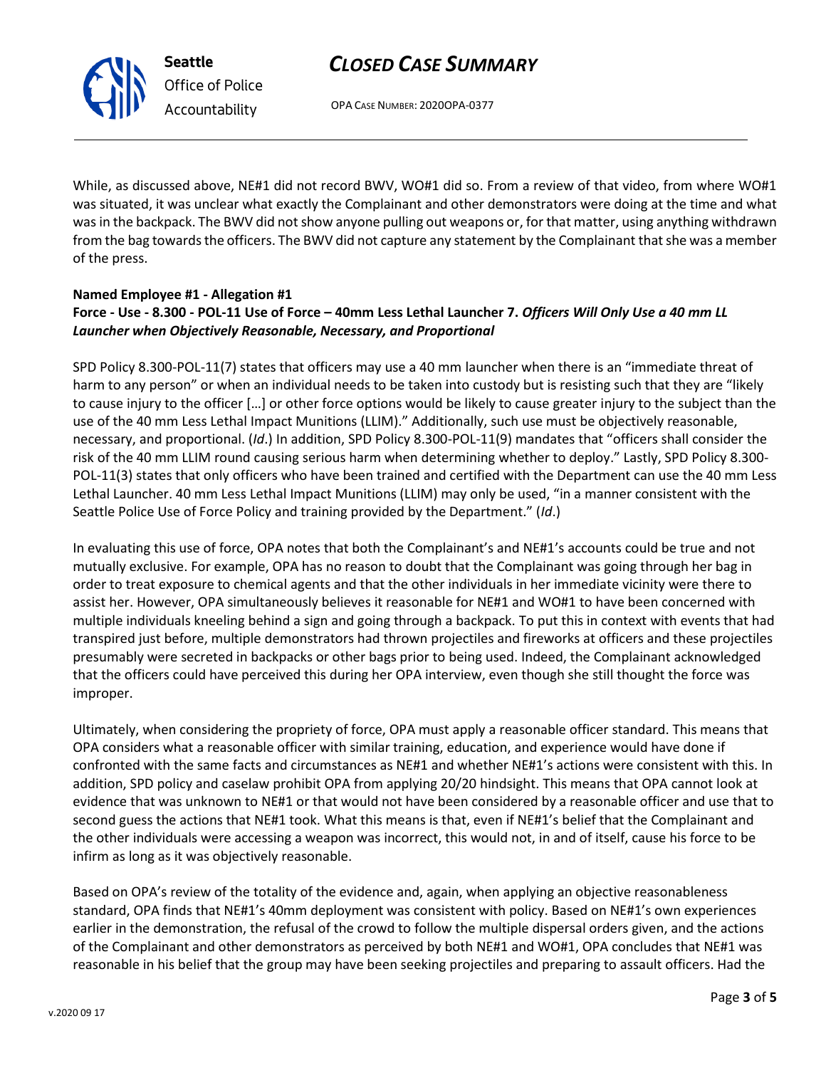While, as discussed above, NE#1 did not record BWV, WO#1 did so. From a review of that video, from where WO#1 was situated, it was unclear what exactly the Complainant and other demonstrators were doing at the time and what was in the backpack. The BWV did not show anyone pulling out weapons or, for that matter, using anything withdrawn from the bag towards the officers. The BWV did not capture any statement by the Complainant that she was a member of the press.

**Named Employee #1 - Allegation #1**
**Force - Use - 8.300 - POL-11 Use of Force – 40mm Less Lethal Launcher 7. *Officers Will Only Use a 40 mm LL Launcher when Objectively Reasonable, Necessary, and Proportional***

SPD Policy 8.300-POL-11(7) states that officers may use a 40 mm launcher when there is an "immediate threat of harm to any person" or when an individual needs to be taken into custody but is resisting such that they are "likely to cause injury to the officer […] or other force options would be likely to cause greater injury to the subject than the use of the 40 mm Less Lethal Impact Munitions (LLIM)." Additionally, such use must be objectively reasonable, necessary, and proportional. (*Id*.) In addition, SPD Policy 8.300-POL-11(9) mandates that "officers shall consider the risk of the 40 mm LLIM round causing serious harm when determining whether to deploy." Lastly, SPD Policy 8.300-POL-11(3) states that only officers who have been trained and certified with the Department can use the 40 mm Less Lethal Launcher. 40 mm Less Lethal Impact Munitions (LLIM) may only be used, "in a manner consistent with the Seattle Police Use of Force Policy and training provided by the Department." (*Id*.)

In evaluating this use of force, OPA notes that both the Complainant's and NE#1's accounts could be true and not mutually exclusive. For example, OPA has no reason to doubt that the Complainant was going through her bag in order to treat exposure to chemical agents and that the other individuals in her immediate vicinity were there to assist her. However, OPA simultaneously believes it reasonable for NE#1 and WO#1 to have been concerned with multiple individuals kneeling behind a sign and going through a backpack. To put this in context with events that had transpired just before, multiple demonstrators had thrown projectiles and fireworks at officers and these projectiles presumably were secreted in backpacks or other bags prior to being used. Indeed, the Complainant acknowledged that the officers could have perceived this during her OPA interview, even though she still thought the force was improper.

Ultimately, when considering the propriety of force, OPA must apply a reasonable officer standard. This means that OPA considers what a reasonable officer with similar training, education, and experience would have done if confronted with the same facts and circumstances as NE#1 and whether NE#1's actions were consistent with this. In addition, SPD policy and caselaw prohibit OPA from applying 20/20 hindsight. This means that OPA cannot look at evidence that was unknown to NE#1 or that would not have been considered by a reasonable officer and use that to second guess the actions that NE#1 took. What this means is that, even if NE#1's belief that the Complainant and the other individuals were accessing a weapon was incorrect, this would not, in and of itself, cause his force to be infirm as long as it was objectively reasonable.

Based on OPA's review of the totality of the evidence and, again, when applying an objective reasonableness standard, OPA finds that NE#1's 40mm deployment was consistent with policy. Based on NE#1's own experiences earlier in the demonstration, the refusal of the crowd to follow the multiple dispersal orders given, and the actions of the Complainant and other demonstrators as perceived by both NE#1 and WO#1, OPA concludes that NE#1 was reasonable in his belief that the group may have been seeking projectiles and preparing to assault officers. Had the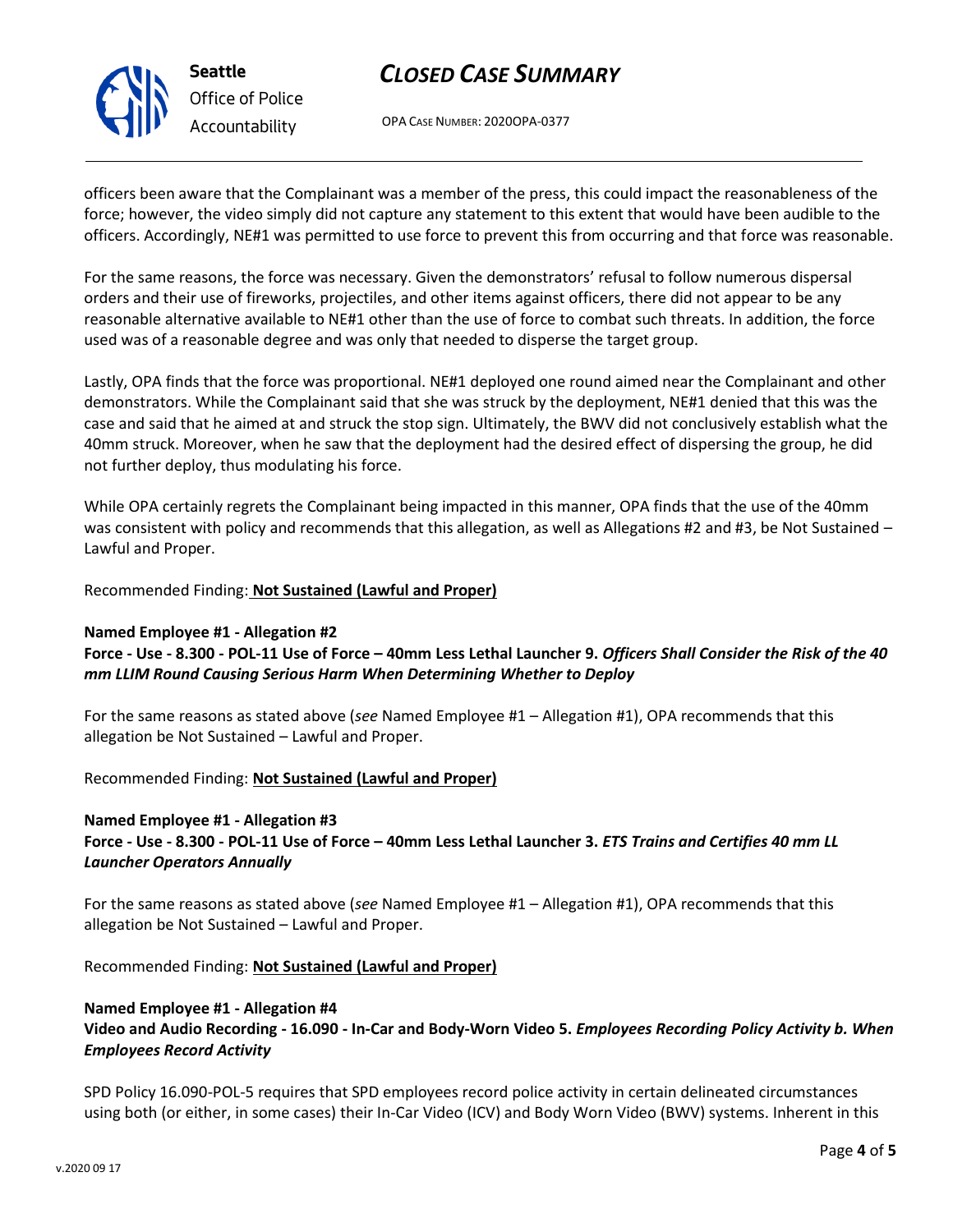officers been aware that the Complainant was a member of the press, this could impact the reasonableness of the force; however, the video simply did not capture any statement to this extent that would have been audible to the officers. Accordingly, NE#1 was permitted to use force to prevent this from occurring and that force was reasonable.

For the same reasons, the force was necessary. Given the demonstrators' refusal to follow numerous dispersal orders and their use of fireworks, projectiles, and other items against officers, there did not appear to be any reasonable alternative available to NE#1 other than the use of force to combat such threats. In addition, the force used was of a reasonable degree and was only that needed to disperse the target group.

Lastly, OPA finds that the force was proportional. NE#1 deployed one round aimed near the Complainant and other demonstrators. While the Complainant said that she was struck by the deployment, NE#1 denied that this was the case and said that he aimed at and struck the stop sign. Ultimately, the BWV did not conclusively establish what the 40mm struck. Moreover, when he saw that the deployment had the desired effect of dispersing the group, he did not further deploy, thus modulating his force.

While OPA certainly regrets the Complainant being impacted in this manner, OPA finds that the use of the 40mm was consistent with policy and recommends that this allegation, as well as Allegations #2 and #3, be Not Sustained – Lawful and Proper.

Recommended Finding: **Not Sustained (Lawful and Proper)**

**Named Employee #1 - Allegation #2**
**Force - Use - 8.300 - POL-11 Use of Force – 40mm Less Lethal Launcher 9. *Officers Shall Consider the Risk of the 40 mm LLIM Round Causing Serious Harm When Determining Whether to Deploy***

For the same reasons as stated above (*see* Named Employee #1 – Allegation #1), OPA recommends that this allegation be Not Sustained – Lawful and Proper.

Recommended Finding: **Not Sustained (Lawful and Proper)**

**Named Employee #1 - Allegation #3**
**Force - Use - 8.300 - POL-11 Use of Force – 40mm Less Lethal Launcher 3. *ETS Trains and Certifies 40 mm LL Launcher Operators Annually***

For the same reasons as stated above (*see* Named Employee #1 – Allegation #1), OPA recommends that this allegation be Not Sustained – Lawful and Proper.

Recommended Finding: **Not Sustained (Lawful and Proper)**

**Named Employee #1 - Allegation #4**
**Video and Audio Recording - 16.090 - In-Car and Body-Worn Video 5. *Employees Recording Policy Activity b. When Employees Record Activity***

SPD Policy 16.090-POL-5 requires that SPD employees record police activity in certain delineated circumstances using both (or either, in some cases) their In-Car Video (ICV) and Body Worn Video (BWV) systems. Inherent in this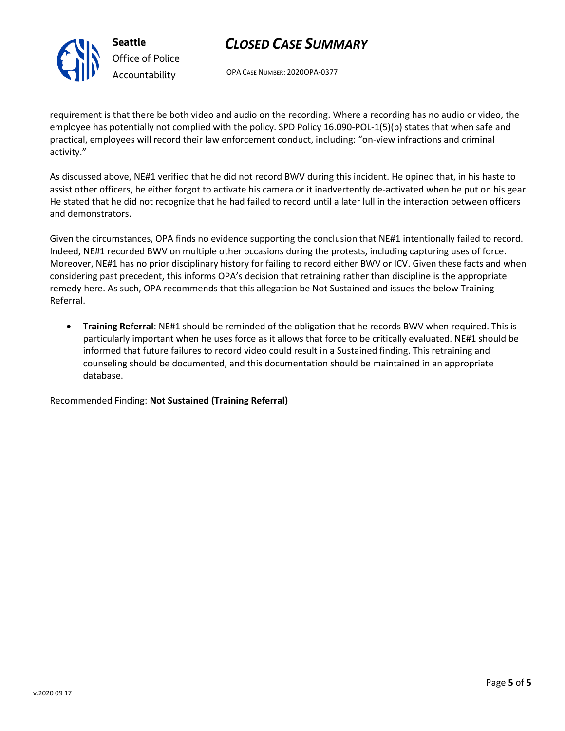requirement is that there be both video and audio on the recording. Where a recording has no audio or video, the employee has potentially not complied with the policy. SPD Policy 16.090-POL-1(5)(b) states that when safe and practical, employees will record their law enforcement conduct, including: "on-view infractions and criminal activity."

As discussed above, NE#1 verified that he did not record BWV during this incident. He opined that, in his haste to assist other officers, he either forgot to activate his camera or it inadvertently de-activated when he put on his gear. He stated that he did not recognize that he had failed to record until a later lull in the interaction between officers and demonstrators.

Given the circumstances, OPA finds no evidence supporting the conclusion that NE#1 intentionally failed to record. Indeed, NE#1 recorded BWV on multiple other occasions during the protests, including capturing uses of force. Moreover, NE#1 has no prior disciplinary history for failing to record either BWV or ICV. Given these facts and when considering past precedent, this informs OPA's decision that retraining rather than discipline is the appropriate remedy here. As such, OPA recommends that this allegation be Not Sustained and issues the below Training Referral.

- **Training Referral**: NE#1 should be reminded of the obligation that he records BWV when required. This is particularly important when he uses force as it allows that force to be critically evaluated. NE#1 should be informed that future failures to record video could result in a Sustained finding. This retraining and counseling should be documented, and this documentation should be maintained in an appropriate database.

Recommended Finding: **Not Sustained (Training Referral)**